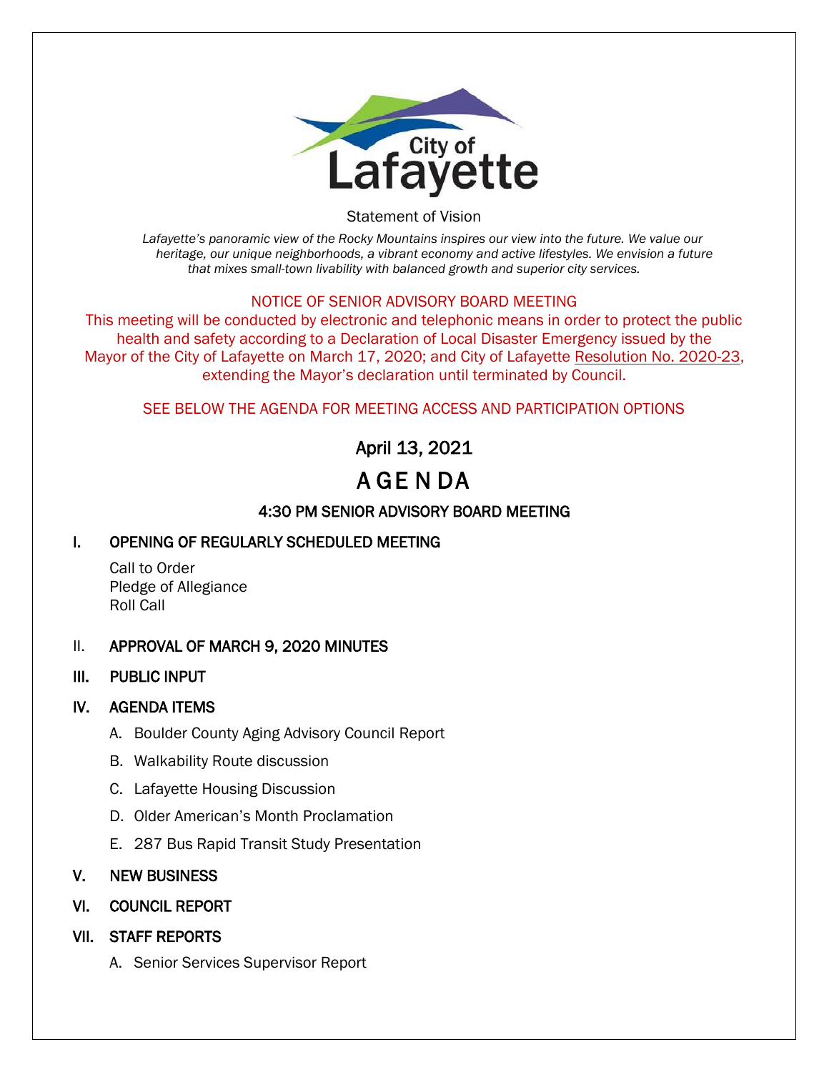City of Lafayette

Statement of Vision

*Lafayette's panoramic view of the Rocky Mountains inspires our view into the future. We value our heritage, our unique neighborhoods, a vibrant economy and active lifestyles. We envision a future that mixes small-town livability with balanced growth and superior city services.*

NOTICE OF SENIOR ADVISORY BOARD MEETING

This meeting will be conducted by electronic and telephonic means in order to protect the public health and safety according to a Declaration of Local Disaster Emergency issued by the Mayor of the City of Lafayette on March 17, 2020; and City of Lafayette Resolution No. 2020-23, extending the Mayor's declaration until terminated by Council.

SEE BELOW THE AGENDA FOR MEETING ACCESS AND PARTICIPATION OPTIONS

April 13, 2021

# AGENDA

## 4:30 PM SENIOR ADVISORY BOARD MEETING

**I. OPENING OF REGULARLY SCHEDULED MEETING**

Call to Order
Pledge of Allegiance
Roll Call

**II. APPROVAL OF MARCH 9, 2020 MINUTES**

**III. PUBLIC INPUT**

**IV. AGENDA ITEMS**

A. Boulder County Aging Advisory Council Report
B. Walkability Route discussion
C. Lafayette Housing Discussion
D. Older American's Month Proclamation
E. 287 Bus Rapid Transit Study Presentation

**V. NEW BUSINESS**

**VI. COUNCIL REPORT**

**VII. STAFF REPORTS**

A. Senior Services Supervisor Report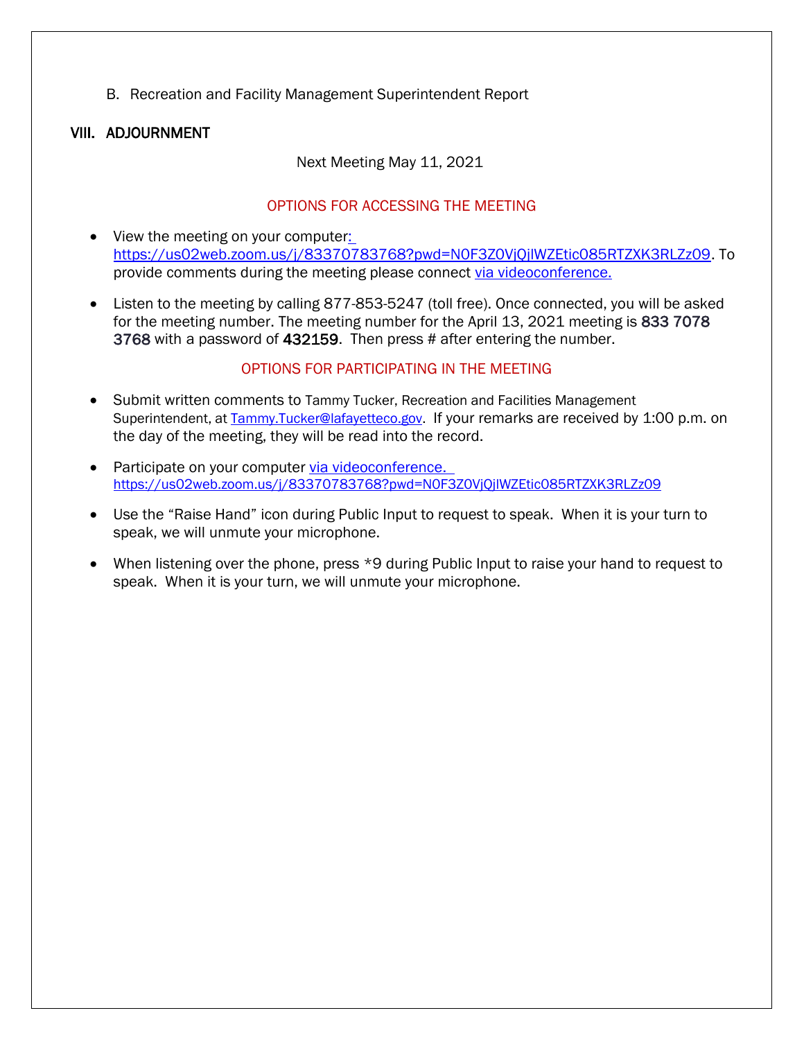B. Recreation and Facility Management Superintendent Report

## VIII. ADJOURNMENT

Next Meeting May 11, 2021

OPTIONS FOR ACCESSING THE MEETING

- View the meeting on your computer: https://us02web.zoom.us/j/83370783768?pwd=N0F3Z0VjQjlWZEtic085RTZXK3RLZz09. To provide comments during the meeting please connect via videoconference.
- Listen to the meeting by calling 877-853-5247 (toll free). Once connected, you will be asked for the meeting number. The meeting number for the April 13, 2021 meeting is 833 7078 3768 with a password of 432159. Then press # after entering the number.

OPTIONS FOR PARTICIPATING IN THE MEETING

- Submit written comments to Tammy Tucker, Recreation and Facilities Management Superintendent, at Tammy.Tucker@lafayetteco.gov. If your remarks are received by 1:00 p.m. on the day of the meeting, they will be read into the record.
- Participate on your computer via videoconference. https://us02web.zoom.us/j/83370783768?pwd=N0F3Z0VjQjlWZEtic085RTZXK3RLZz09
- Use the "Raise Hand" icon during Public Input to request to speak. When it is your turn to speak, we will unmute your microphone.
- When listening over the phone, press *9 during Public Input to raise your hand to request to speak. When it is your turn, we will unmute your microphone.